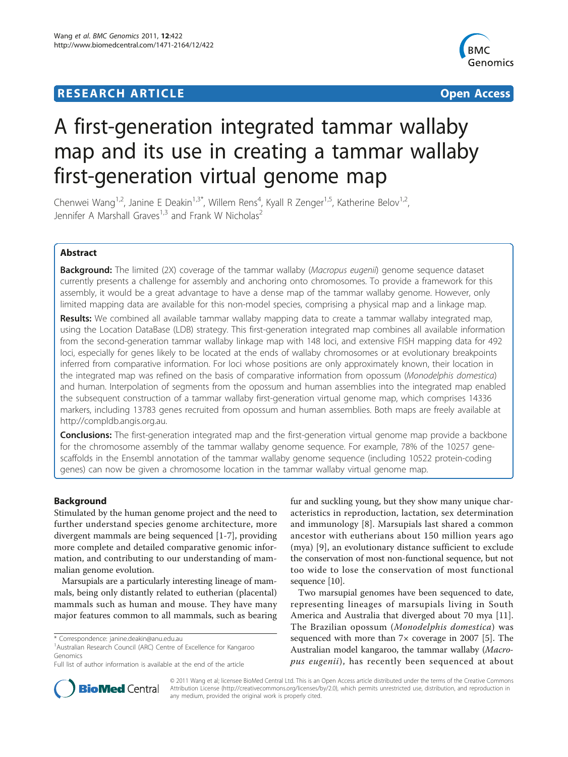**RESEARCH ARTICLE** **Open Access**

# A first-generation integrated tammar wallaby map and its use in creating a tammar wallaby first-generation virtual genome map

Chenwei Wang[1,2], Janine E Deakin[1,3*], Willem Rens[4], Kyall R Zenger[1,5], Katherine Belov[1,2], Jennifer A Marshall Graves[1,3] and Frank W Nicholas[2]

## Abstract

**Background:** The limited (2X) coverage of the tammar wallaby (*Macropus eugenii*) genome sequence dataset currently presents a challenge for assembly and anchoring onto chromosomes. To provide a framework for this assembly, it would be a great advantage to have a dense map of the tammar wallaby genome. However, only limited mapping data are available for this non-model species, comprising a physical map and a linkage map.

**Results:** We combined all available tammar wallaby mapping data to create a tammar wallaby integrated map, using the Location DataBase (LDB) strategy. This first-generation integrated map combines all available information from the second-generation tammar wallaby linkage map with 148 loci, and extensive FISH mapping data for 492 loci, especially for genes likely to be located at the ends of wallaby chromosomes or at evolutionary breakpoints inferred from comparative information. For loci whose positions are only approximately known, their location in the integrated map was refined on the basis of comparative information from opossum (*Monodelphis domestica*) and human. Interpolation of segments from the opossum and human assemblies into the integrated map enabled the subsequent construction of a tammar wallaby first-generation virtual genome map, which comprises 14336 markers, including 13783 genes recruited from opossum and human assemblies. Both maps are freely available at http://compldb.angis.org.au.

**Conclusions:** The first-generation integrated map and the first-generation virtual genome map provide a backbone for the chromosome assembly of the tammar wallaby genome sequence. For example, 78% of the 10257 gene-scaffolds in the Ensembl annotation of the tammar wallaby genome sequence (including 10522 protein-coding genes) can now be given a chromosome location in the tammar wallaby virtual genome map.

## Background

Stimulated by the human genome project and the need to further understand species genome architecture, more divergent mammals are being sequenced [1-7], providing more complete and detailed comparative genomic information, and contributing to our understanding of mammalian genome evolution.

Marsupials are a particularly interesting lineage of mammals, being only distantly related to eutherian (placental) mammals such as human and mouse. They have many major features common to all mammals, such as bearing fur and suckling young, but they show many unique characteristics in reproduction, lactation, sex determination and immunology [8]. Marsupials last shared a common ancestor with eutherians about 150 million years ago (mya) [9], an evolutionary distance sufficient to exclude the conservation of most non-functional sequence, but not too wide to lose the conservation of most functional sequence [10].

Two marsupial genomes have been sequenced to date, representing lineages of marsupials living in South America and Australia that diverged about 70 mya [11]. The Brazilian opossum (*Monodelphis domestica*) was sequenced with more than 7× coverage in 2007 [5]. The Australian model kangaroo, the tammar wallaby (*Macropus eugenii*), has recently been sequenced at about

\* Correspondence: janine.deakin@anu.edu.au
[1]Australian Research Council (ARC) Centre of Excellence for Kangaroo Genomics
Full list of author information is available at the end of the article

© 2011 Wang et al; licensee BioMed Central Ltd. This is an Open Access article distributed under the terms of the Creative Commons Attribution License (http://creativecommons.org/licenses/by/2.0), which permits unrestricted use, distribution, and reproduction in any medium, provided the original work is properly cited.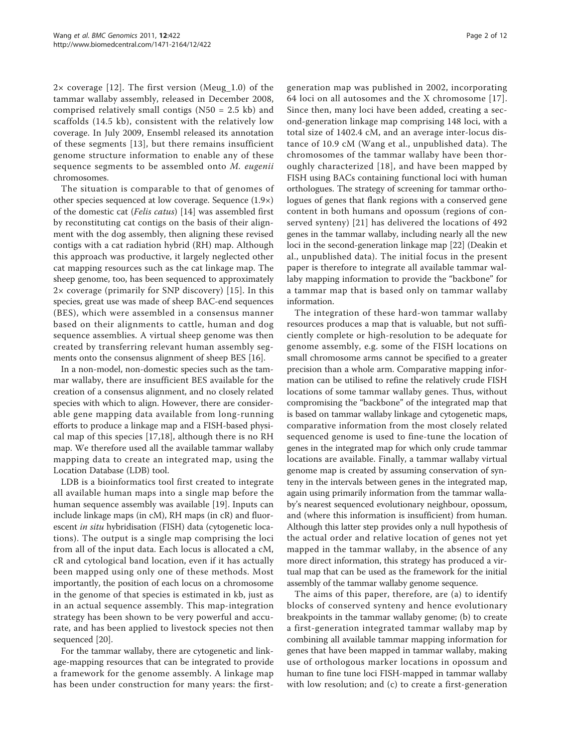2× coverage [12]. The first version (Meug_1.0) of the tammar wallaby assembly, released in December 2008, comprised relatively small contigs (N50 = 2.5 kb) and scaffolds (14.5 kb), consistent with the relatively low coverage. In July 2009, Ensembl released its annotation of these segments [13], but there remains insufficient genome structure information to enable any of these sequence segments to be assembled onto *M. eugenii* chromosomes.

The situation is comparable to that of genomes of other species sequenced at low coverage. Sequence (1.9×) of the domestic cat (*Felis catus*) [14] was assembled first by reconstituting cat contigs on the basis of their alignment with the dog assembly, then aligning these revised contigs with a cat radiation hybrid (RH) map. Although this approach was productive, it largely neglected other cat mapping resources such as the cat linkage map. The sheep genome, too, has been sequenced to approximately 2× coverage (primarily for SNP discovery) [15]. In this species, great use was made of sheep BAC-end sequences (BES), which were assembled in a consensus manner based on their alignments to cattle, human and dog sequence assemblies. A virtual sheep genome was then created by transferring relevant human assembly segments onto the consensus alignment of sheep BES [16].

In a non-model, non-domestic species such as the tammar wallaby, there are insufficient BES available for the creation of a consensus alignment, and no closely related species with which to align. However, there are considerable gene mapping data available from long-running efforts to produce a linkage map and a FISH-based physical map of this species [17,18], although there is no RH map. We therefore used all the available tammar wallaby mapping data to create an integrated map, using the Location Database (LDB) tool.

LDB is a bioinformatics tool first created to integrate all available human maps into a single map before the human sequence assembly was available [19]. Inputs can include linkage maps (in cM), RH maps (in cR) and fluorescent *in situ* hybridisation (FISH) data (cytogenetic locations). The output is a single map comprising the loci from all of the input data. Each locus is allocated a cM, cR and cytological band location, even if it has actually been mapped using only one of these methods. Most importantly, the position of each locus on a chromosome in the genome of that species is estimated in kb, just as in an actual sequence assembly. This map-integration strategy has been shown to be very powerful and accurate, and has been applied to livestock species not then sequenced [20].

For the tammar wallaby, there are cytogenetic and linkage-mapping resources that can be integrated to provide a framework for the genome assembly. A linkage map has been under construction for many years: the first-generation map was published in 2002, incorporating 64 loci on all autosomes and the X chromosome [17]. Since then, many loci have been added, creating a second-generation linkage map comprising 148 loci, with a total size of 1402.4 cM, and an average inter-locus distance of 10.9 cM (Wang et al., unpublished data). The chromosomes of the tammar wallaby have been thoroughly characterized [18], and have been mapped by FISH using BACs containing functional loci with human orthologues. The strategy of screening for tammar orthologues of genes that flank regions with a conserved gene content in both humans and opossum (regions of conserved synteny) [21] has delivered the locations of 492 genes in the tammar wallaby, including nearly all the new loci in the second-generation linkage map [22] (Deakin et al., unpublished data). The initial focus in the present paper is therefore to integrate all available tammar wallaby mapping information to provide the "backbone" for a tammar map that is based only on tammar wallaby information.

The integration of these hard-won tammar wallaby resources produces a map that is valuable, but not sufficiently complete or high-resolution to be adequate for genome assembly, e.g. some of the FISH locations on small chromosome arms cannot be specified to a greater precision than a whole arm. Comparative mapping information can be utilised to refine the relatively crude FISH locations of some tammar wallaby genes. Thus, without compromising the "backbone" of the integrated map that is based on tammar wallaby linkage and cytogenetic maps, comparative information from the most closely related sequenced genome is used to fine-tune the location of genes in the integrated map for which only crude tammar locations are available. Finally, a tammar wallaby virtual genome map is created by assuming conservation of synteny in the intervals between genes in the integrated map, again using primarily information from the tammar wallaby's nearest sequenced evolutionary neighbour, opossum, and (where this information is insufficient) from human. Although this latter step provides only a null hypothesis of the actual order and relative location of genes not yet mapped in the tammar wallaby, in the absence of any more direct information, this strategy has produced a virtual map that can be used as the framework for the initial assembly of the tammar wallaby genome sequence.

The aims of this paper, therefore, are (a) to identify blocks of conserved synteny and hence evolutionary breakpoints in the tammar wallaby genome; (b) to create a first-generation integrated tammar wallaby map by combining all available tammar mapping information for genes that have been mapped in tammar wallaby, making use of orthologous marker locations in opossum and human to fine tune loci FISH-mapped in tammar wallaby with low resolution; and (c) to create a first-generation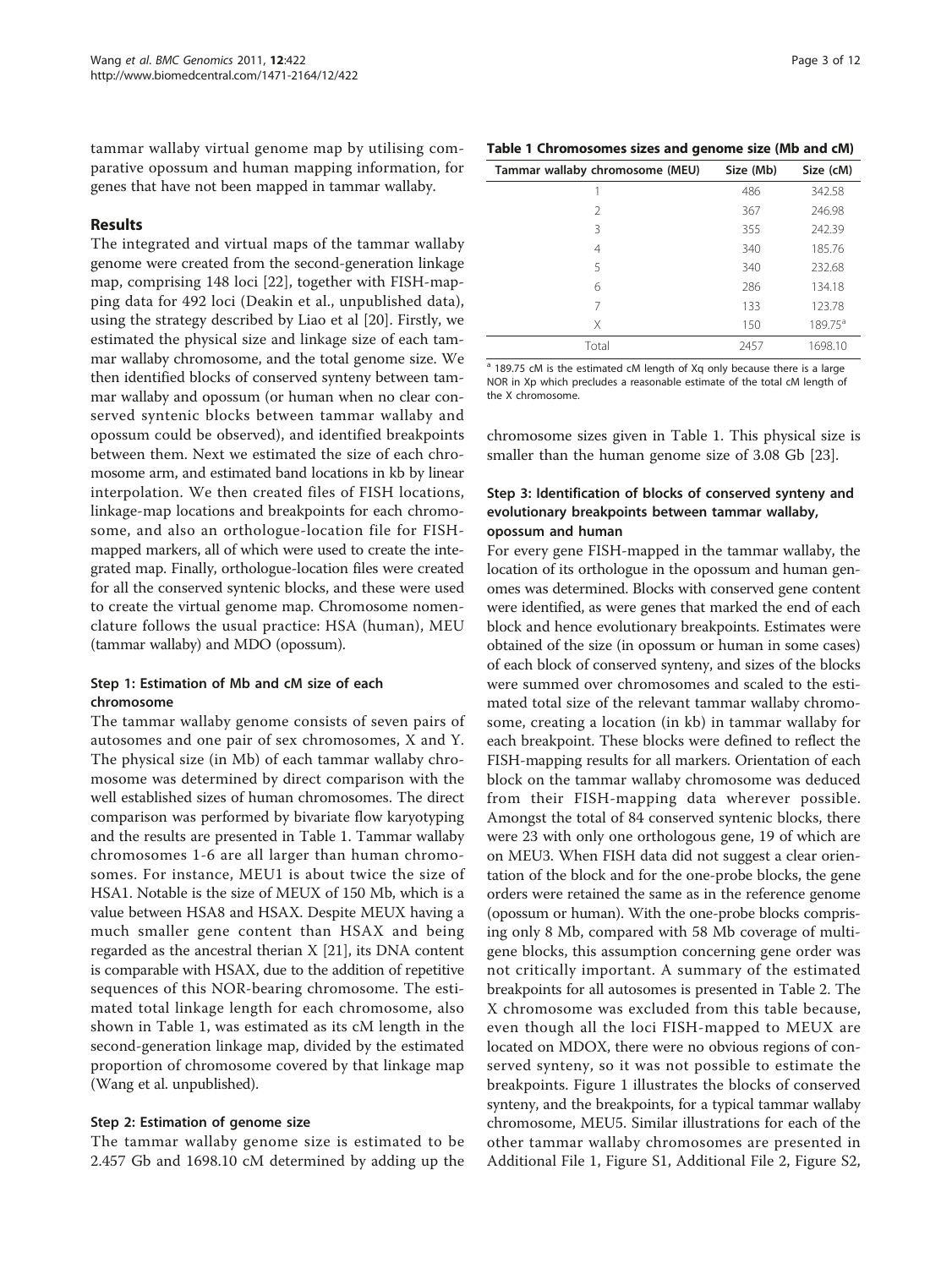tammar wallaby virtual genome map by utilising comparative opossum and human mapping information, for genes that have not been mapped in tammar wallaby.

## Results

The integrated and virtual maps of the tammar wallaby genome were created from the second-generation linkage map, comprising 148 loci [22], together with FISH-mapping data for 492 loci (Deakin et al., unpublished data), using the strategy described by Liao et al [20]. Firstly, we estimated the physical size and linkage size of each tammar wallaby chromosome, and the total genome size. We then identified blocks of conserved synteny between tammar wallaby and opossum (or human when no clear conserved syntenic blocks between tammar wallaby and opossum could be observed), and identified breakpoints between them. Next we estimated the size of each chromosome arm, and estimated band locations in kb by linear interpolation. We then created files of FISH locations, linkage-map locations and breakpoints for each chromosome, and also an orthologue-location file for FISH-mapped markers, all of which were used to create the integrated map. Finally, orthologue-location files were created for all the conserved syntenic blocks, and these were used to create the virtual genome map. Chromosome nomenclature follows the usual practice: HSA (human), MEU (tammar wallaby) and MDO (opossum).

### Step 1: Estimation of Mb and cM size of each chromosome

The tammar wallaby genome consists of seven pairs of autosomes and one pair of sex chromosomes, X and Y. The physical size (in Mb) of each tammar wallaby chromosome was determined by direct comparison with the well established sizes of human chromosomes. The direct comparison was performed by bivariate flow karyotyping and the results are presented in Table 1. Tammar wallaby chromosomes 1-6 are all larger than human chromosomes. For instance, MEU1 is about twice the size of HSA1. Notable is the size of MEUX of 150 Mb, which is a value between HSA8 and HSAX. Despite MEUX having a much smaller gene content than HSAX and being regarded as the ancestral therian X [21], its DNA content is comparable with HSAX, due to the addition of repetitive sequences of this NOR-bearing chromosome. The estimated total linkage length for each chromosome, also shown in Table 1, was estimated as its cM length in the second-generation linkage map, divided by the estimated proportion of chromosome covered by that linkage map (Wang et al. unpublished).

### Step 2: Estimation of genome size

The tammar wallaby genome size is estimated to be 2.457 Gb and 1698.10 cM determined by adding up the chromosome sizes given in Table 1. This physical size is smaller than the human genome size of 3.08 Gb [23].

**Table 1 Chromosomes sizes and genome size (Mb and cM)**

| Tammar wallaby chromosome (MEU) | Size (Mb) | Size (cM) |
|---|---|---|
| 1 | 486 | 342.58 |
| 2 | 367 | 246.98 |
| 3 | 355 | 242.39 |
| 4 | 340 | 185.76 |
| 5 | 340 | 232.68 |
| 6 | 286 | 134.18 |
| 7 | 133 | 123.78 |
| X | 150 | 189.75[a] |
| Total | 2457 | 1698.10 |

[a] 189.75 cM is the estimated cM length of Xq only because there is a large NOR in Xp which precludes a reasonable estimate of the total cM length of the X chromosome.

### Step 3: Identification of blocks of conserved synteny and evolutionary breakpoints between tammar wallaby, opossum and human

For every gene FISH-mapped in the tammar wallaby, the location of its orthologue in the opossum and human genomes was determined. Blocks with conserved gene content were identified, as were genes that marked the end of each block and hence evolutionary breakpoints. Estimates were obtained of the size (in opossum or human in some cases) of each block of conserved synteny, and sizes of the blocks were summed over chromosomes and scaled to the estimated total size of the relevant tammar wallaby chromosome, creating a location (in kb) in tammar wallaby for each breakpoint. These blocks were defined to reflect the FISH-mapping results for all markers. Orientation of each block on the tammar wallaby chromosome was deduced from their FISH-mapping data wherever possible. Amongst the total of 84 conserved syntenic blocks, there were 23 with only one orthologous gene, 19 of which are on MEU3. When FISH data did not suggest a clear orientation of the block and for the one-probe blocks, the gene orders were retained the same as in the reference genome (opossum or human). With the one-probe blocks comprising only 8 Mb, compared with 58 Mb coverage of multi-gene blocks, this assumption concerning gene order was not critically important. A summary of the estimated breakpoints for all autosomes is presented in Table 2. The X chromosome was excluded from this table because, even though all the loci FISH-mapped to MEUX are located on MDOX, there were no obvious regions of conserved synteny, so it was not possible to estimate the breakpoints. Figure 1 illustrates the blocks of conserved synteny, and the breakpoints, for a typical tammar wallaby chromosome, MEU5. Similar illustrations for each of the other tammar wallaby chromosomes are presented in Additional File 1, Figure S1, Additional File 2, Figure S2,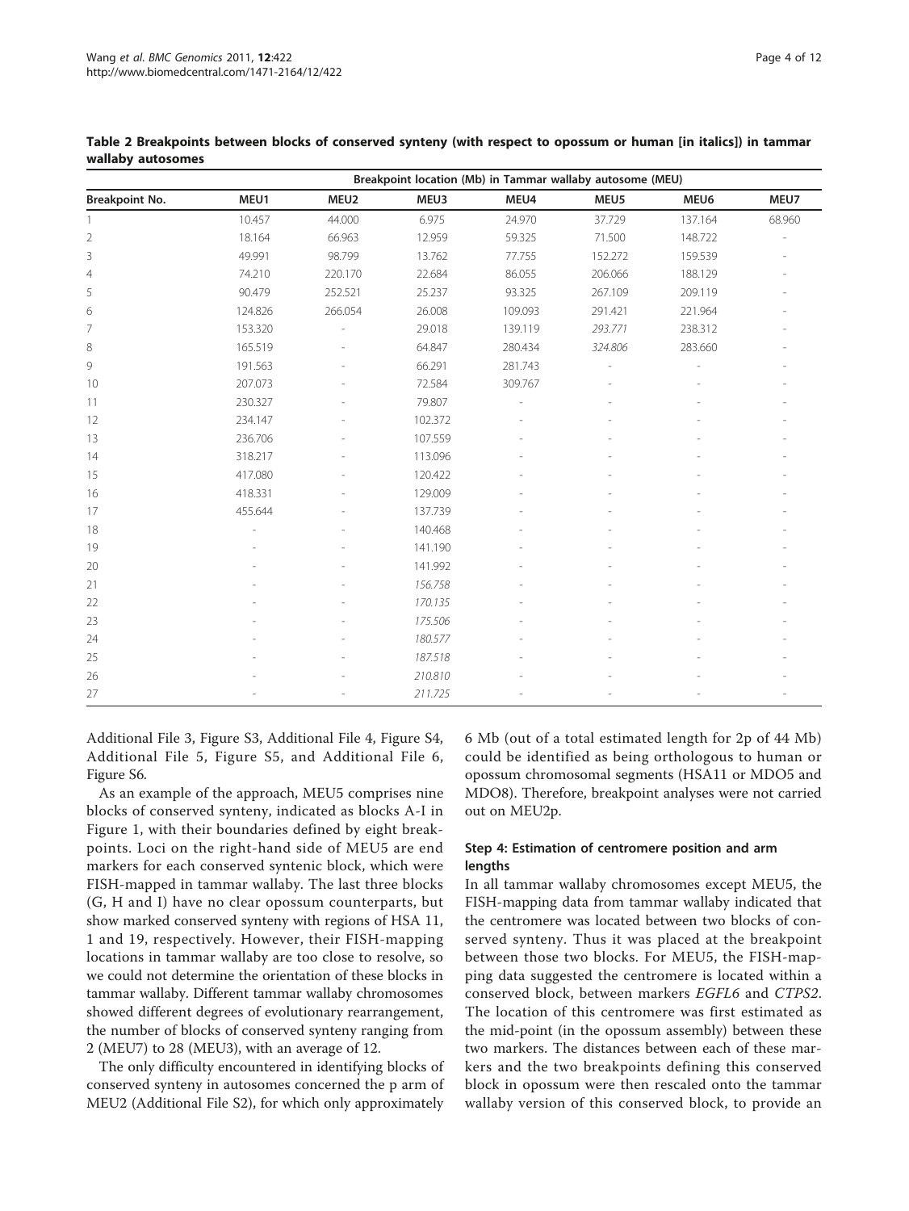**Table 2 Breakpoints between blocks of conserved synteny (with respect to opossum or human [in italics]) in tammar wallaby autosomes**

| | Breakpoint location (Mb) in Tammar wallaby autosome (MEU) | | | | | | |
|---|---|---|---|---|---|---|---|
| Breakpoint No. | MEU1 | MEU2 | MEU3 | MEU4 | MEU5 | MEU6 | MEU7 |
| 1 | 10.457 | 44.000 | 6.975 | 24.970 | 37.729 | 137.164 | 68.960 |
| 2 | 18.164 | 66.963 | 12.959 | 59.325 | 71.500 | 148.722 | - |
| 3 | 49.991 | 98.799 | 13.762 | 77.755 | 152.272 | 159.539 | - |
| 4 | 74.210 | 220.170 | 22.684 | 86.055 | 206.066 | 188.129 | - |
| 5 | 90.479 | 252.521 | 25.237 | 93.325 | 267.109 | 209.119 | - |
| 6 | 124.826 | 266.054 | 26.008 | 109.093 | 291.421 | 221.964 | - |
| 7 | 153.320 | - | 29.018 | 139.119 | *293.771* | 238.312 | - |
| 8 | 165.519 | - | 64.847 | 280.434 | *324.806* | 283.660 | - |
| 9 | 191.563 | - | 66.291 | 281.743 | - | - | - |
| 10 | 207.073 | - | 72.584 | 309.767 | - | - | - |
| 11 | 230.327 | - | 79.807 | - | - | - | - |
| 12 | 234.147 | - | 102.372 | - | - | - | - |
| 13 | 236.706 | - | 107.559 | - | - | - | - |
| 14 | 318.217 | - | 113.096 | - | - | - | - |
| 15 | 417.080 | - | 120.422 | - | - | - | - |
| 16 | 418.331 | - | 129.009 | - | - | - | - |
| 17 | 455.644 | - | 137.739 | - | - | - | - |
| 18 | - | - | 140.468 | - | - | - | - |
| 19 | - | - | 141.190 | - | - | - | - |
| 20 | - | - | 141.992 | - | - | - | - |
| 21 | - | - | *156.758* | - | - | - | - |
| 22 | - | - | *170.135* | - | - | - | - |
| 23 | - | - | *175.506* | - | - | - | - |
| 24 | - | - | *180.577* | - | - | - | - |
| 25 | - | - | *187.518* | - | - | - | - |
| 26 | - | - | *210.810* | - | - | - | - |
| 27 | - | - | *211.725* | - | - | - | - |

Additional File 3, Figure S3, Additional File 4, Figure S4, Additional File 5, Figure S5, and Additional File 6, Figure S6.

As an example of the approach, MEU5 comprises nine blocks of conserved synteny, indicated as blocks A-I in Figure 1, with their boundaries defined by eight breakpoints. Loci on the right-hand side of MEU5 are end markers for each conserved syntenic block, which were FISH-mapped in tammar wallaby. The last three blocks (G, H and I) have no clear opossum counterparts, but show marked conserved synteny with regions of HSA 11, 1 and 19, respectively. However, their FISH-mapping locations in tammar wallaby are too close to resolve, so we could not determine the orientation of these blocks in tammar wallaby. Different tammar wallaby chromosomes showed different degrees of evolutionary rearrangement, the number of blocks of conserved synteny ranging from 2 (MEU7) to 28 (MEU3), with an average of 12.

The only difficulty encountered in identifying blocks of conserved synteny in autosomes concerned the p arm of MEU2 (Additional File S2), for which only approximately 6 Mb (out of a total estimated length for 2p of 44 Mb) could be identified as being orthologous to human or opossum chromosomal segments (HSA11 or MDO5 and MDO8). Therefore, breakpoint analyses were not carried out on MEU2p.

### Step 4: Estimation of centromere position and arm lengths

In all tammar wallaby chromosomes except MEU5, the FISH-mapping data from tammar wallaby indicated that the centromere was located between two blocks of conserved synteny. Thus it was placed at the breakpoint between those two blocks. For MEU5, the FISH-mapping data suggested the centromere is located within a conserved block, between markers *EGFL6* and *CTPS2*. The location of this centromere was first estimated as the mid-point (in the opossum assembly) between these two markers. The distances between each of these markers and the two breakpoints defining this conserved block in opossum were then rescaled onto the tammar wallaby version of this conserved block, to provide an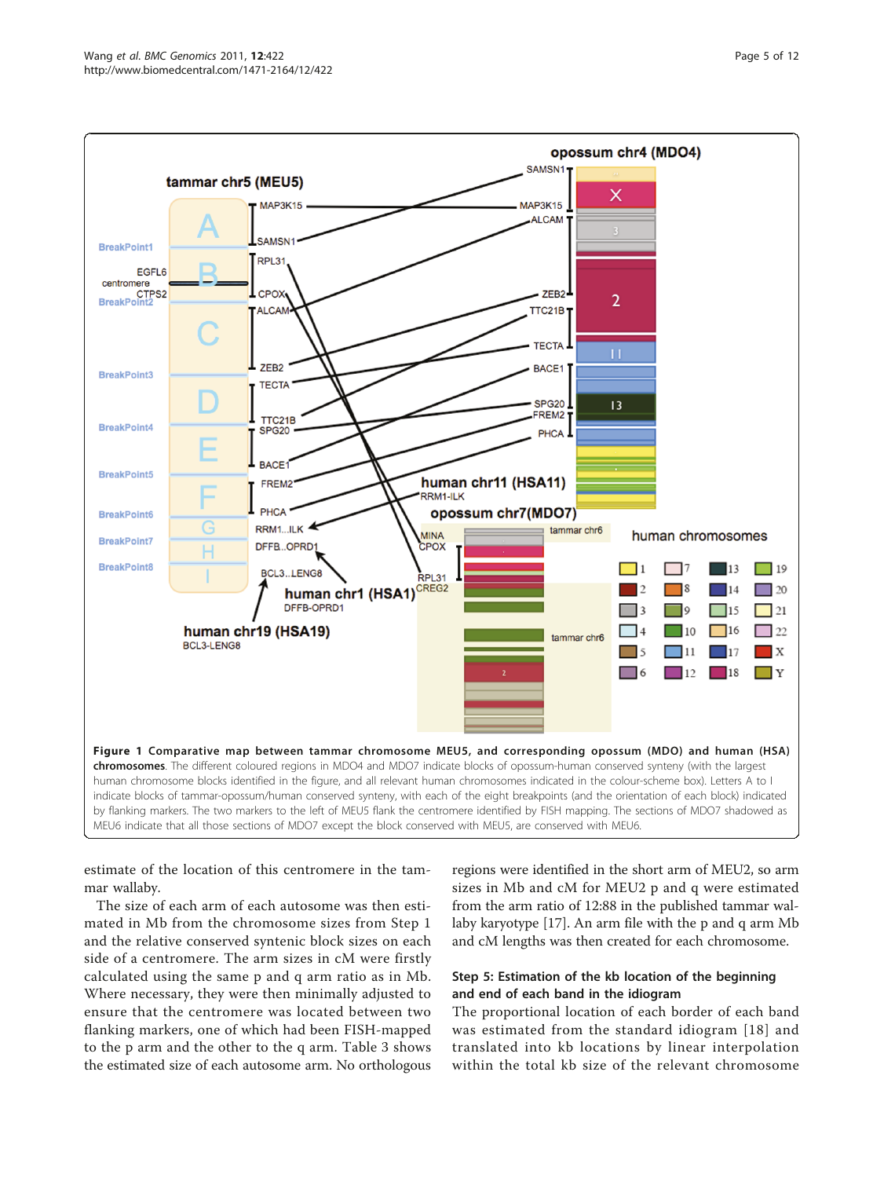**Figure 1 Comparative map between tammar chromosome MEU5, and corresponding opossum (MDO) and human (HSA) chromosomes**. The different coloured regions in MDO4 and MDO7 indicate blocks of opossum-human conserved synteny (with the largest human chromosome blocks identified in the figure, and all relevant human chromosomes indicated in the colour-scheme box). Letters A to I indicate blocks of tammar-opossum/human conserved synteny, with each of the eight breakpoints (and the orientation of each block) indicated by flanking markers. The two markers to the left of MEU5 flank the centromere identified by FISH mapping. The sections of MDO7 shadowed as MEU6 indicate that all those sections of MDO7 except the block conserved with MEU5, are conserved with MEU6.

estimate of the location of this centromere in the tammar wallaby.

The size of each arm of each autosome was then estimated in Mb from the chromosome sizes from Step 1 and the relative conserved syntenic block sizes on each side of a centromere. The arm sizes in cM were firstly calculated using the same p and q arm ratio as in Mb. Where necessary, they were then minimally adjusted to ensure that the centromere was located between two flanking markers, one of which had been FISH-mapped to the p arm and the other to the q arm. Table 3 shows the estimated size of each autosome arm. No orthologous regions were identified in the short arm of MEU2, so arm sizes in Mb and cM for MEU2 p and q were estimated from the arm ratio of 12:88 in the published tammar wallaby karyotype [17]. An arm file with the p and q arm Mb and cM lengths was then created for each chromosome.

### Step 5: Estimation of the kb location of the beginning and end of each band in the idiogram

The proportional location of each border of each band was estimated from the standard idiogram [18] and translated into kb locations by linear interpolation within the total kb size of the relevant chromosome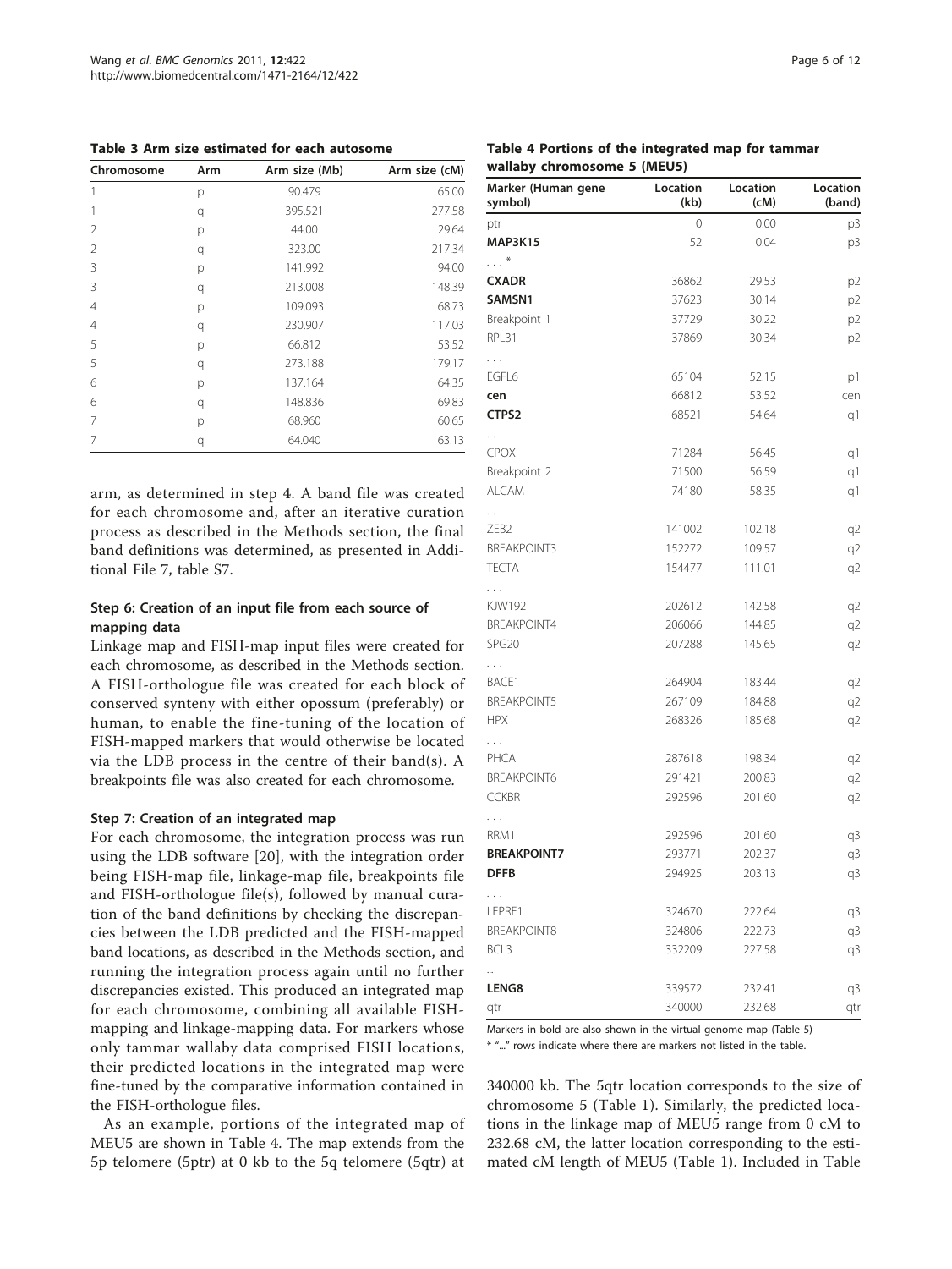**Table 3 Arm size estimated for each autosome**

| Chromosome | Arm | Arm size (Mb) | Arm size (cM) |
|---|---|---|---|
| 1 | p | 90.479 | 65.00 |
| 1 | q | 395.521 | 277.58 |
| 2 | p | 44.00 | 29.64 |
| 2 | q | 323.00 | 217.34 |
| 3 | p | 141.992 | 94.00 |
| 3 | q | 213.008 | 148.39 |
| 4 | p | 109.093 | 68.73 |
| 4 | q | 230.907 | 117.03 |
| 5 | p | 66.812 | 53.52 |
| 5 | q | 273.188 | 179.17 |
| 6 | p | 137.164 | 64.35 |
| 6 | q | 148.836 | 69.83 |
| 7 | p | 68.960 | 60.65 |
| 7 | q | 64.040 | 63.13 |

arm, as determined in step 4. A band file was created for each chromosome and, after an iterative curation process as described in the Methods section, the final band definitions was determined, as presented in Additional File 7, table S7.

### Step 6: Creation of an input file from each source of mapping data

Linkage map and FISH-map input files were created for each chromosome, as described in the Methods section. A FISH-orthologue file was created for each block of conserved synteny with either opossum (preferably) or human, to enable the fine-tuning of the location of FISH-mapped markers that would otherwise be located via the LDB process in the centre of their band(s). A breakpoints file was also created for each chromosome.

### Step 7: Creation of an integrated map

For each chromosome, the integration process was run using the LDB software [20], with the integration order being FISH-map file, linkage-map file, breakpoints file and FISH-orthologue file(s), followed by manual curation of the band definitions by checking the discrepancies between the LDB predicted and the FISH-mapped band locations, as described in the Methods section, and running the integration process again until no further discrepancies existed. This produced an integrated map for each chromosome, combining all available FISH-mapping and linkage-mapping data. For markers whose only tammar wallaby data comprised FISH locations, their predicted locations in the integrated map were fine-tuned by the comparative information contained in the FISH-orthologue files.

As an example, portions of the integrated map of MEU5 are shown in Table 4. The map extends from the 5p telomere (5ptr) at 0 kb to the 5q telomere (5qtr) at 340000 kb. The 5qtr location corresponds to the size of chromosome 5 (Table 1). Similarly, the predicted locations in the linkage map of MEU5 range from 0 cM to 232.68 cM, the latter location corresponding to the estimated cM length of MEU5 (Table 1). Included in Table

**Table 4 Portions of the integrated map for tammar wallaby chromosome 5 (MEU5)**

| Marker (Human gene symbol) | Location (kb) | Location (cM) | Location (band) |
|---|---|---|---|
| ptr | 0 | 0.00 | p3 |
| **MAP3K15** | 52 | 0.04 | p3 |
| . . . * | | | |
| **CXADR** | 36862 | 29.53 | p2 |
| **SAMSN1** | 37623 | 30.14 | p2 |
| Breakpoint 1 | 37729 | 30.22 | p2 |
| RPL31 | 37869 | 30.34 | p2 |
| . . . | | | |
| EGFL6 | 65104 | 52.15 | p1 |
| **cen** | 66812 | 53.52 | cen |
| **CTPS2** | 68521 | 54.64 | q1 |
| . . . | | | |
| CPOX | 71284 | 56.45 | q1 |
| Breakpoint 2 | 71500 | 56.59 | q1 |
| ALCAM | 74180 | 58.35 | q1 |
| . . . | | | |
| ZEB2 | 141002 | 102.18 | q2 |
| BREAKPOINT3 | 152272 | 109.57 | q2 |
| TECTA | 154477 | 111.01 | q2 |
| . . . | | | |
| KJW192 | 202612 | 142.58 | q2 |
| BREAKPOINT4 | 206066 | 144.85 | q2 |
| SPG20 | 207288 | 145.65 | q2 |
| . . . | | | |
| BACE1 | 264904 | 183.44 | q2 |
| BREAKPOINT5 | 267109 | 184.88 | q2 |
| HPX | 268326 | 185.68 | q2 |
| . . . | | | |
| PHCA | 287618 | 198.34 | q2 |
| BREAKPOINT6 | 291421 | 200.83 | q2 |
| CCKBR | 292596 | 201.60 | q2 |
| . . . | | | |
| RRM1 | 292596 | 201.60 | q3 |
| **BREAKPOINT7** | 293771 | 202.37 | q3 |
| **DFFB** | 294925 | 203.13 | q3 |
| . . . | | | |
| LEPRE1 | 324670 | 222.64 | q3 |
| BREAKPOINT8 | 324806 | 222.73 | q3 |
| BCL3 | 332209 | 227.58 | q3 |
| ... | | | |
| **LENG8** | 339572 | 232.41 | q3 |
| qtr | 340000 | 232.68 | qtr |

Markers in bold are also shown in the virtual genome map (Table 5)

* "..." rows indicate where there are markers not listed in the table.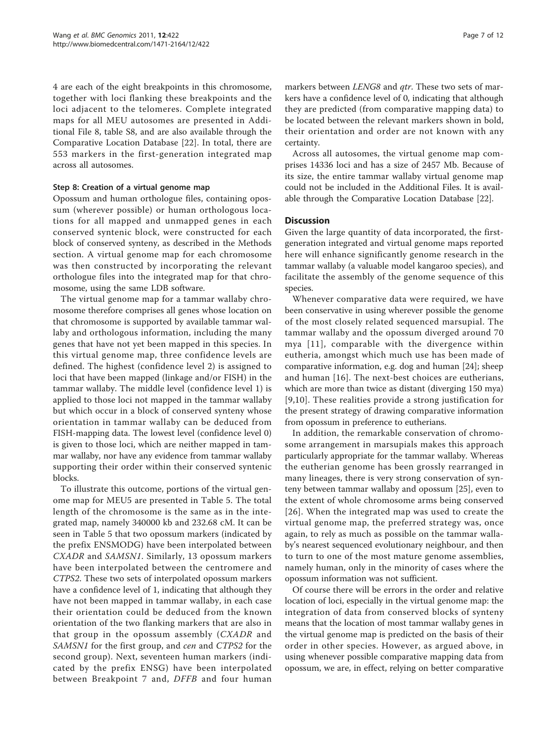4 are each of the eight breakpoints in this chromosome, together with loci flanking these breakpoints and the loci adjacent to the telomeres. Complete integrated maps for all MEU autosomes are presented in Additional File 8, table S8, and are also available through the Comparative Location Database [22]. In total, there are 553 markers in the first-generation integrated map across all autosomes.

#### Step 8: Creation of a virtual genome map

Opossum and human orthologue files, containing opossum (wherever possible) or human orthologous locations for all mapped and unmapped genes in each conserved syntenic block, were constructed for each block of conserved synteny, as described in the Methods section. A virtual genome map for each chromosome was then constructed by incorporating the relevant orthologue files into the integrated map for that chromosome, using the same LDB software.

The virtual genome map for a tammar wallaby chromosome therefore comprises all genes whose location on that chromosome is supported by available tammar wallaby and orthologous information, including the many genes that have not yet been mapped in this species. In this virtual genome map, three confidence levels are defined. The highest (confidence level 2) is assigned to loci that have been mapped (linkage and/or FISH) in the tammar wallaby. The middle level (confidence level 1) is applied to those loci not mapped in the tammar wallaby but which occur in a block of conserved synteny whose orientation in tammar wallaby can be deduced from FISH-mapping data. The lowest level (confidence level 0) is given to those loci, which are neither mapped in tammar wallaby, nor have any evidence from tammar wallaby supporting their order within their conserved syntenic blocks.

To illustrate this outcome, portions of the virtual genome map for MEU5 are presented in Table 5. The total length of the chromosome is the same as in the integrated map, namely 340000 kb and 232.68 cM. It can be seen in Table 5 that two opossum markers (indicated by the prefix ENSMODG) have been interpolated between *CXADR* and *SAMSN1*. Similarly, 13 opossum markers have been interpolated between the centromere and *CTPS2*. These two sets of interpolated opossum markers have a confidence level of 1, indicating that although they have not been mapped in tammar wallaby, in each case their orientation could be deduced from the known orientation of the two flanking markers that are also in that group in the opossum assembly (*CXADR* and *SAMSN1* for the first group, and *cen* and *CTPS2* for the second group). Next, seventeen human markers (indicated by the prefix ENSG) have been interpolated between Breakpoint 7 and, *DFFB* and four human markers between *LENG8* and *qtr*. These two sets of markers have a confidence level of 0, indicating that although they are predicted (from comparative mapping data) to be located between the relevant markers shown in bold, their orientation and order are not known with any certainty.

Across all autosomes, the virtual genome map comprises 14336 loci and has a size of 2457 Mb. Because of its size, the entire tammar wallaby virtual genome map could not be included in the Additional Files. It is available through the Comparative Location Database [22].

## Discussion

Given the large quantity of data incorporated, the first-generation integrated and virtual genome maps reported here will enhance significantly genome research in the tammar wallaby (a valuable model kangaroo species), and facilitate the assembly of the genome sequence of this species.

Whenever comparative data were required, we have been conservative in using wherever possible the genome of the most closely related sequenced marsupial. The tammar wallaby and the opossum diverged around 70 mya [11], comparable with the divergence within eutheria, amongst which much use has been made of comparative information, e.g. dog and human [24]; sheep and human [16]. The next-best choices are eutherians, which are more than twice as distant (diverging 150 mya) [9,10]. These realities provide a strong justification for the present strategy of drawing comparative information from opossum in preference to eutherians.

In addition, the remarkable conservation of chromosome arrangement in marsupials makes this approach particularly appropriate for the tammar wallaby. Whereas the eutherian genome has been grossly rearranged in many lineages, there is very strong conservation of synteny between tammar wallaby and opossum [25], even to the extent of whole chromosome arms being conserved [26]. When the integrated map was used to create the virtual genome map, the preferred strategy was, once again, to rely as much as possible on the tammar wallaby's nearest sequenced evolutionary neighbour, and then to turn to one of the most mature genome assemblies, namely human, only in the minority of cases where the opossum information was not sufficient.

Of course there will be errors in the order and relative location of loci, especially in the virtual genome map: the integration of data from conserved blocks of synteny means that the location of most tammar wallaby genes in the virtual genome map is predicted on the basis of their order in other species. However, as argued above, in using whenever possible comparative mapping data from opossum, we are, in effect, relying on better comparative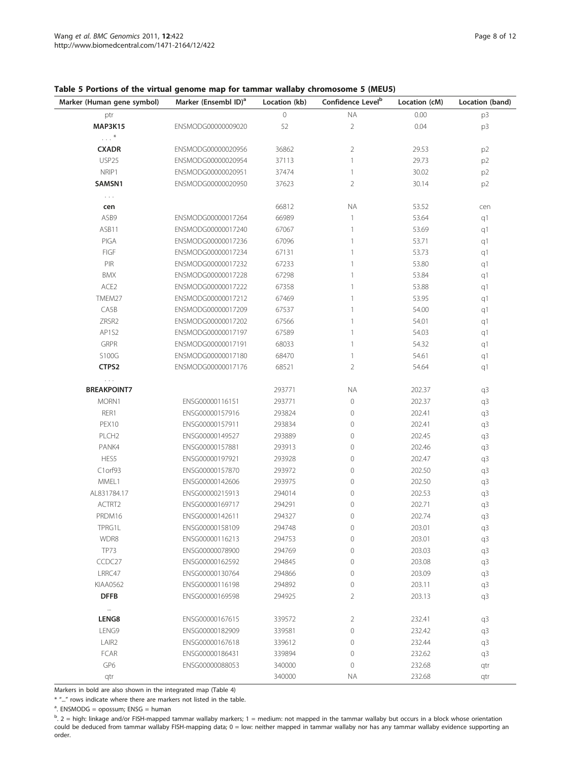**Table 5 Portions of the virtual genome map for tammar wallaby chromosome 5 (MEU5)**

| Marker (Human gene symbol) | Marker (Ensembl ID)[a] | Location (kb) | Confidence Level[b] | Location (cM) | Location (band) |
|---|---|---|---|---|---|
| ptr | | 0 | NA | 0.00 | p3 |
| **MAP3K15** | ENSMODG00000009020 | 52 | 2 | 0.04 | p3 |
| ...* | | | | | |
| **CXADR** | ENSMODG00000020956 | 36862 | 2 | 29.53 | p2 |
| USP25 | ENSMODG00000020954 | 37113 | 1 | 29.73 | p2 |
| NRIP1 | ENSMODG00000020951 | 37474 | 1 | 30.02 | p2 |
| **SAMSN1** | ENSMODG00000020950 | 37623 | 2 | 30.14 | p2 |
| ... | | | | | |
| **cen** | | 66812 | NA | 53.52 | cen |
| ASB9 | ENSMODG00000017264 | 66989 | 1 | 53.64 | q1 |
| ASB11 | ENSMODG00000017240 | 67067 | 1 | 53.69 | q1 |
| PIGA | ENSMODG00000017236 | 67096 | 1 | 53.71 | q1 |
| FIGF | ENSMODG00000017234 | 67131 | 1 | 53.73 | q1 |
| PIR | ENSMODG00000017232 | 67233 | 1 | 53.80 | q1 |
| BMX | ENSMODG00000017228 | 67298 | 1 | 53.84 | q1 |
| ACE2 | ENSMODG00000017222 | 67358 | 1 | 53.88 | q1 |
| TMEM27 | ENSMODG00000017212 | 67469 | 1 | 53.95 | q1 |
| CA5B | ENSMODG00000017209 | 67537 | 1 | 54.00 | q1 |
| ZRSR2 | ENSMODG00000017202 | 67566 | 1 | 54.01 | q1 |
| AP1S2 | ENSMODG00000017197 | 67589 | 1 | 54.03 | q1 |
| GRPR | ENSMODG00000017191 | 68033 | 1 | 54.32 | q1 |
| S100G | ENSMODG00000017180 | 68470 | 1 | 54.61 | q1 |
| **CTPS2** | ENSMODG00000017176 | 68521 | 2 | 54.64 | q1 |
| ... | | | | | |
| **BREAKPOINT7** | | 293771 | NA | 202.37 | q3 |
| MORN1 | ENSG00000116151 | 293771 | 0 | 202.37 | q3 |
| RER1 | ENSG00000157916 | 293824 | 0 | 202.41 | q3 |
| PEX10 | ENSG00000157911 | 293834 | 0 | 202.41 | q3 |
| PLCH2 | ENSG00000149527 | 293889 | 0 | 202.45 | q3 |
| PANK4 | ENSG00000157881 | 293913 | 0 | 202.46 | q3 |
| HES5 | ENSG00000197921 | 293928 | 0 | 202.47 | q3 |
| C1orf93 | ENSG00000157870 | 293972 | 0 | 202.50 | q3 |
| MMEL1 | ENSG00000142606 | 293975 | 0 | 202.50 | q3 |
| AL831784.17 | ENSG00000215913 | 294014 | 0 | 202.53 | q3 |
| ACTRT2 | ENSG00000169717 | 294291 | 0 | 202.71 | q3 |
| PRDM16 | ENSG00000142611 | 294327 | 0 | 202.74 | q3 |
| TPRG1L | ENSG00000158109 | 294748 | 0 | 203.01 | q3 |
| WDR8 | ENSG00000116213 | 294753 | 0 | 203.01 | q3 |
| TP73 | ENSG00000078900 | 294769 | 0 | 203.03 | q3 |
| CCDC27 | ENSG00000162592 | 294845 | 0 | 203.08 | q3 |
| LRRC47 | ENSG00000130764 | 294866 | 0 | 203.09 | q3 |
| KIAA0562 | ENSG00000116198 | 294892 | 0 | 203.11 | q3 |
| **DFFB** | ENSG00000169598 | 294925 | 2 | 203.13 | q3 |
| ... | | | | | |
| **LENG8** | ENSG00000167615 | 339572 | 2 | 232.41 | q3 |
| LENG9 | ENSG00000182909 | 339581 | 0 | 232.42 | q3 |
| LAIR2 | ENSG00000167618 | 339612 | 0 | 232.44 | q3 |
| FCAR | ENSG00000186431 | 339894 | 0 | 232.62 | q3 |
| GP6 | ENSG00000088053 | 340000 | 0 | 232.68 | qtr |
| qtr | | 340000 | NA | 232.68 | qtr |

Markers in bold are also shown in the integrated map (Table 4)

* "..." rows indicate where there are markers not listed in the table.

[a]. ENSMODG = opossum; ENSG = human

[b]. 2 = high: linkage and/or FISH-mapped tammar wallaby markers; 1 = medium: not mapped in the tammar wallaby but occurs in a block whose orientation could be deduced from tammar wallaby FISH-mapping data; 0 = low: neither mapped in tammar wallaby nor has any tammar wallaby evidence supporting an order.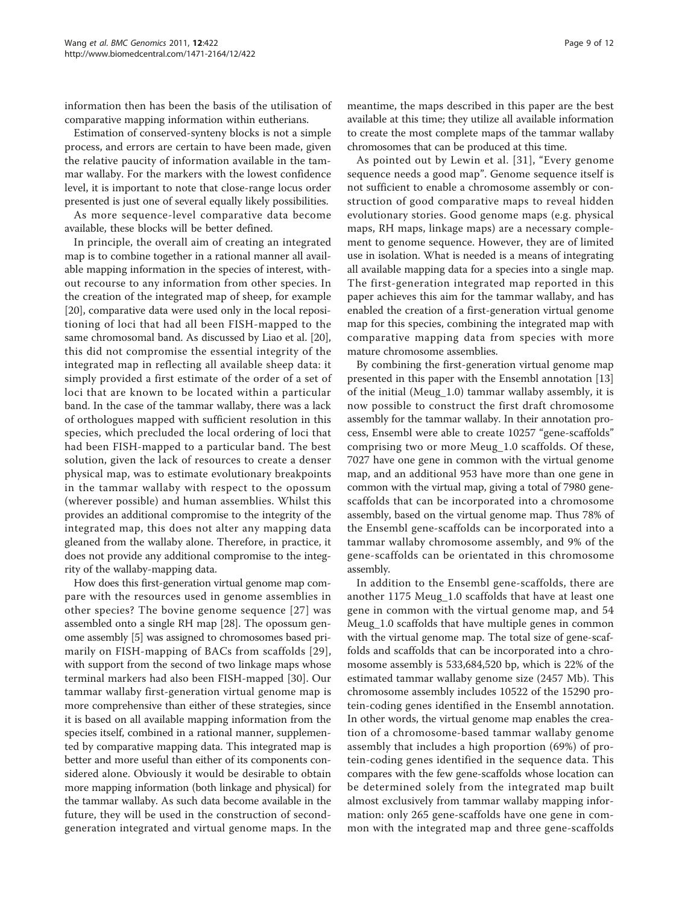information then has been the basis of the utilisation of comparative mapping information within eutherians.

Estimation of conserved-synteny blocks is not a simple process, and errors are certain to have been made, given the relative paucity of information available in the tammar wallaby. For the markers with the lowest confidence level, it is important to note that close-range locus order presented is just one of several equally likely possibilities.

As more sequence-level comparative data become available, these blocks will be better defined.

In principle, the overall aim of creating an integrated map is to combine together in a rational manner all available mapping information in the species of interest, without recourse to any information from other species. In the creation of the integrated map of sheep, for example [20], comparative data were used only in the local repositioning of loci that had all been FISH-mapped to the same chromosomal band. As discussed by Liao et al. [20], this did not compromise the essential integrity of the integrated map in reflecting all available sheep data: it simply provided a first estimate of the order of a set of loci that are known to be located within a particular band. In the case of the tammar wallaby, there was a lack of orthologues mapped with sufficient resolution in this species, which precluded the local ordering of loci that had been FISH-mapped to a particular band. The best solution, given the lack of resources to create a denser physical map, was to estimate evolutionary breakpoints in the tammar wallaby with respect to the opossum (wherever possible) and human assemblies. Whilst this provides an additional compromise to the integrity of the integrated map, this does not alter any mapping data gleaned from the wallaby alone. Therefore, in practice, it does not provide any additional compromise to the integrity of the wallaby-mapping data.

How does this first-generation virtual genome map compare with the resources used in genome assemblies in other species? The bovine genome sequence [27] was assembled onto a single RH map [28]. The opossum genome assembly [5] was assigned to chromosomes based primarily on FISH-mapping of BACs from scaffolds [29], with support from the second of two linkage maps whose terminal markers had also been FISH-mapped [30]. Our tammar wallaby first-generation virtual genome map is more comprehensive than either of these strategies, since it is based on all available mapping information from the species itself, combined in a rational manner, supplemented by comparative mapping data. This integrated map is better and more useful than either of its components considered alone. Obviously it would be desirable to obtain more mapping information (both linkage and physical) for the tammar wallaby. As such data become available in the future, they will be used in the construction of second-generation integrated and virtual genome maps. In the meantime, the maps described in this paper are the best available at this time; they utilize all available information to create the most complete maps of the tammar wallaby chromosomes that can be produced at this time.

As pointed out by Lewin et al. [31], "Every genome sequence needs a good map". Genome sequence itself is not sufficient to enable a chromosome assembly or construction of good comparative maps to reveal hidden evolutionary stories. Good genome maps (e.g. physical maps, RH maps, linkage maps) are a necessary complement to genome sequence. However, they are of limited use in isolation. What is needed is a means of integrating all available mapping data for a species into a single map. The first-generation integrated map reported in this paper achieves this aim for the tammar wallaby, and has enabled the creation of a first-generation virtual genome map for this species, combining the integrated map with comparative mapping data from species with more mature chromosome assemblies.

By combining the first-generation virtual genome map presented in this paper with the Ensembl annotation [13] of the initial (Meug_1.0) tammar wallaby assembly, it is now possible to construct the first draft chromosome assembly for the tammar wallaby. In their annotation process, Ensembl were able to create 10257 "gene-scaffolds" comprising two or more Meug_1.0 scaffolds. Of these, 7027 have one gene in common with the virtual genome map, and an additional 953 have more than one gene in common with the virtual map, giving a total of 7980 gene-scaffolds that can be incorporated into a chromosome assembly, based on the virtual genome map. Thus 78% of the Ensembl gene-scaffolds can be incorporated into a tammar wallaby chromosome assembly, and 9% of the gene-scaffolds can be orientated in this chromosome assembly.

In addition to the Ensembl gene-scaffolds, there are another 1175 Meug_1.0 scaffolds that have at least one gene in common with the virtual genome map, and 54 Meug_1.0 scaffolds that have multiple genes in common with the virtual genome map. The total size of gene-scaffolds and scaffolds that can be incorporated into a chromosome assembly is 533,684,520 bp, which is 22% of the estimated tammar wallaby genome size (2457 Mb). This chromosome assembly includes 10522 of the 15290 protein-coding genes identified in the Ensembl annotation. In other words, the virtual genome map enables the creation of a chromosome-based tammar wallaby genome assembly that includes a high proportion (69%) of protein-coding genes identified in the sequence data. This compares with the few gene-scaffolds whose location can be determined solely from the integrated map built almost exclusively from tammar wallaby mapping information: only 265 gene-scaffolds have one gene in common with the integrated map and three gene-scaffolds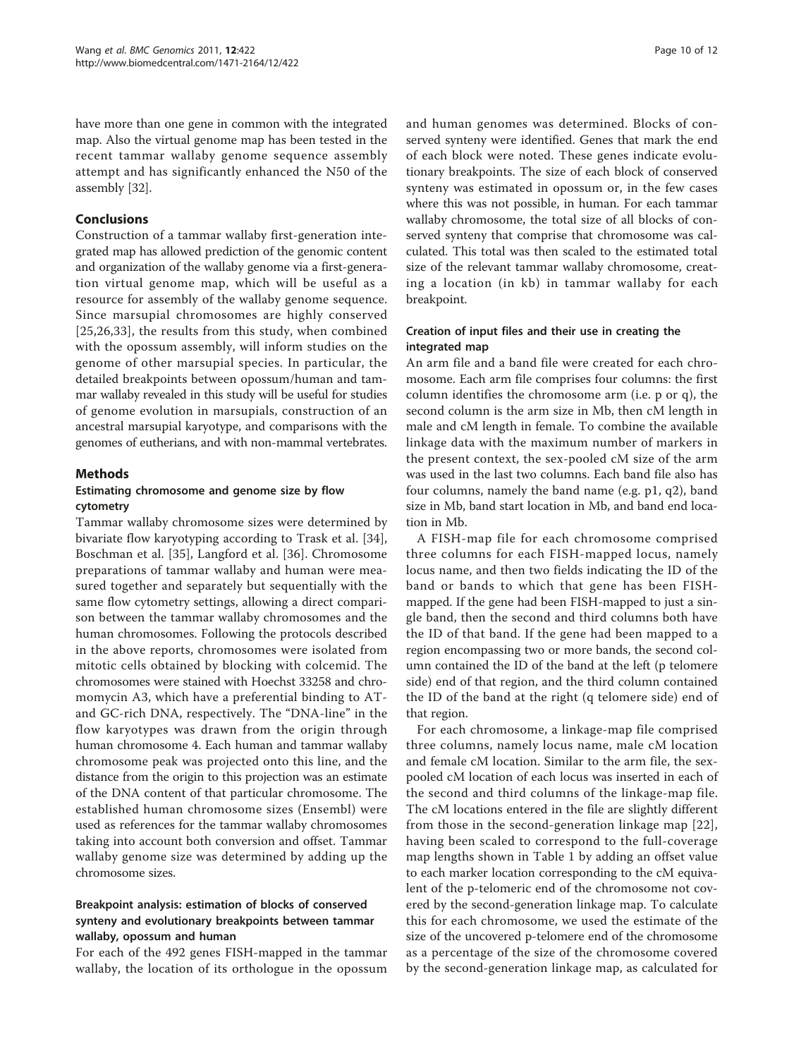have more than one gene in common with the integrated map. Also the virtual genome map has been tested in the recent tammar wallaby genome sequence assembly attempt and has significantly enhanced the N50 of the assembly [32].

## Conclusions

Construction of a tammar wallaby first-generation integrated map has allowed prediction of the genomic content and organization of the wallaby genome via a first-generation virtual genome map, which will be useful as a resource for assembly of the wallaby genome sequence. Since marsupial chromosomes are highly conserved [25,26,33], the results from this study, when combined with the opossum assembly, will inform studies on the genome of other marsupial species. In particular, the detailed breakpoints between opossum/human and tammar wallaby revealed in this study will be useful for studies of genome evolution in marsupials, construction of an ancestral marsupial karyotype, and comparisons with the genomes of eutherians, and with non-mammal vertebrates.

## Methods

### Estimating chromosome and genome size by flow cytometry

Tammar wallaby chromosome sizes were determined by bivariate flow karyotyping according to Trask et al. [34], Boschman et al. [35], Langford et al. [36]. Chromosome preparations of tammar wallaby and human were measured together and separately but sequentially with the same flow cytometry settings, allowing a direct comparison between the tammar wallaby chromosomes and the human chromosomes. Following the protocols described in the above reports, chromosomes were isolated from mitotic cells obtained by blocking with colcemid. The chromosomes were stained with Hoechst 33258 and chromomycin A3, which have a preferential binding to AT- and GC-rich DNA, respectively. The "DNA-line" in the flow karyotypes was drawn from the origin through human chromosome 4. Each human and tammar wallaby chromosome peak was projected onto this line, and the distance from the origin to this projection was an estimate of the DNA content of that particular chromosome. The established human chromosome sizes (Ensembl) were used as references for the tammar wallaby chromosomes taking into account both conversion and offset. Tammar wallaby genome size was determined by adding up the chromosome sizes.

### Breakpoint analysis: estimation of blocks of conserved synteny and evolutionary breakpoints between tammar wallaby, opossum and human

For each of the 492 genes FISH-mapped in the tammar wallaby, the location of its orthologue in the opossum and human genomes was determined. Blocks of conserved synteny were identified. Genes that mark the end of each block were noted. These genes indicate evolutionary breakpoints. The size of each block of conserved synteny was estimated in opossum or, in the few cases where this was not possible, in human. For each tammar wallaby chromosome, the total size of all blocks of conserved synteny that comprise that chromosome was calculated. This total was then scaled to the estimated total size of the relevant tammar wallaby chromosome, creating a location (in kb) in tammar wallaby for each breakpoint.

### Creation of input files and their use in creating the integrated map

An arm file and a band file were created for each chromosome. Each arm file comprises four columns: the first column identifies the chromosome arm (i.e. p or q), the second column is the arm size in Mb, then cM length in male and cM length in female. To combine the available linkage data with the maximum number of markers in the present context, the sex-pooled cM size of the arm was used in the last two columns. Each band file also has four columns, namely the band name (e.g. p1, q2), band size in Mb, band start location in Mb, and band end location in Mb.

A FISH-map file for each chromosome comprised three columns for each FISH-mapped locus, namely locus name, and then two fields indicating the ID of the band or bands to which that gene has been FISH-mapped. If the gene had been FISH-mapped to just a single band, then the second and third columns both have the ID of that band. If the gene had been mapped to a region encompassing two or more bands, the second column contained the ID of the band at the left (p telomere side) end of that region, and the third column contained the ID of the band at the right (q telomere side) end of that region.

For each chromosome, a linkage-map file comprised three columns, namely locus name, male cM location and female cM location. Similar to the arm file, the sex-pooled cM location of each locus was inserted in each of the second and third columns of the linkage-map file. The cM locations entered in the file are slightly different from those in the second-generation linkage map [22], having been scaled to correspond to the full-coverage map lengths shown in Table 1 by adding an offset value to each marker location corresponding to the cM equivalent of the p-telomeric end of the chromosome not covered by the second-generation linkage map. To calculate this for each chromosome, we used the estimate of the size of the uncovered p-telomere end of the chromosome as a percentage of the size of the chromosome covered by the second-generation linkage map, as calculated for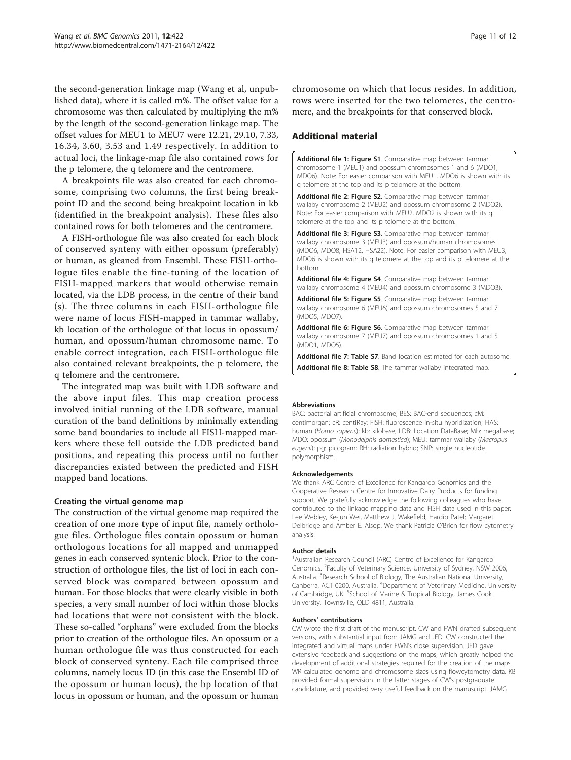the second-generation linkage map (Wang et al, unpublished data), where it is called m%. The offset value for a chromosome was then calculated by multiplying the m% by the length of the second-generation linkage map. The offset values for MEU1 to MEU7 were 12.21, 29.10, 7.33, 16.34, 3.60, 3.53 and 1.49 respectively. In addition to actual loci, the linkage-map file also contained rows for the p telomere, the q telomere and the centromere.

A breakpoints file was also created for each chromosome, comprising two columns, the first being breakpoint ID and the second being breakpoint location in kb (identified in the breakpoint analysis). These files also contained rows for both telomeres and the centromere.

A FISH-orthologue file was also created for each block of conserved synteny with either opossum (preferably) or human, as gleaned from Ensembl. These FISH-orthologue files enable the fine-tuning of the location of FISH-mapped markers that would otherwise remain located, via the LDB process, in the centre of their band (s). The three columns in each FISH-orthologue file were name of locus FISH-mapped in tammar wallaby, kb location of the orthologue of that locus in opossum/human, and opossum/human chromosome name. To enable correct integration, each FISH-orthologue file also contained relevant breakpoints, the p telomere, the q telomere and the centromere.

The integrated map was built with LDB software and the above input files. This map creation process involved initial running of the LDB software, manual curation of the band definitions by minimally extending some band boundaries to include all FISH-mapped markers where these fell outside the LDB predicted band positions, and repeating this process until no further discrepancies existed between the predicted and FISH mapped band locations.

### Creating the virtual genome map

The construction of the virtual genome map required the creation of one more type of input file, namely orthologue files. Orthologue files contain opossum or human orthologous locations for all mapped and unmapped genes in each conserved syntenic block. Prior to the construction of orthologue files, the list of loci in each conserved block was compared between opossum and human. For those blocks that were clearly visible in both species, a very small number of loci within those blocks had locations that were not consistent with the block. These so-called "orphans" were excluded from the blocks prior to creation of the orthologue files. An opossum or a human orthologue file was thus constructed for each block of conserved synteny. Each file comprised three columns, namely locus ID (in this case the Ensembl ID of the opossum or human locus), the bp location of that locus in opossum or human, and the opossum or human chromosome on which that locus resides. In addition, rows were inserted for the two telomeres, the centromere, and the breakpoints for that conserved block.

## Additional material

**Additional file 1: Figure S1**. Comparative map between tammar chromosome 1 (MEU1) and opossum chromosomes 1 and 6 (MDO1, MDO6). Note: For easier comparison with MEU1, MDO6 is shown with its q telomere at the top and its p telomere at the bottom.

**Additional file 2: Figure S2**. Comparative map between tammar wallaby chromosome 2 (MEU2) and opossum chromosome 2 (MDO2). Note: For easier comparison with MEU2, MDO2 is shown with its q telomere at the top and its p telomere at the bottom.

**Additional file 3: Figure S3**. Comparative map between tammar wallaby chromosome 3 (MEU3) and opossum/human chromosomes (MDO6, MDO8, HSA12, HSA22). Note: For easier comparison with MEU3, MDO6 is shown with its q telomere at the top and its p telomere at the bottom.

**Additional file 4: Figure S4**. Comparative map between tammar wallaby chromosome 4 (MEU4) and opossum chromosome 3 (MDO3).

**Additional file 5: Figure S5**. Comparative map between tammar wallaby chromosome 6 (MEU6) and opossum chromosomes 5 and 7 (MDO5, MDO7).

**Additional file 6: Figure S6**. Comparative map between tammar wallaby chromosome 7 (MEU7) and opossum chromosomes 1 and 5 (MDO1, MDO5).

**Additional file 7: Table S7**. Band location estimated for each autosome.

**Additional file 8: Table S8**. The tammar wallaby integrated map.

#### Abbreviations

BAC: bacterial artificial chromosome; BES: BAC-end sequences; cM: centimorgan; cR: centiRay; FISH: fluorescence in-situ hybridization; HAS: human (*Homo sapiens*); kb: kilobase; LDB: Location DataBase; Mb: megabase; MDO: opossum (*Monodelphis domestica*); MEU: tammar wallaby (*Macropus eugenii*); pg: picogram; RH: radiation hybrid; SNP: single nucleotide polymorphism.

#### Acknowledgements

We thank ARC Centre of Excellence for Kangaroo Genomics and the Cooperative Research Centre for Innovative Dairy Products for funding support. We gratefully acknowledge the following colleagues who have contributed to the linkage mapping data and FISH data used in this paper: Lee Webley, Ke-jun Wei, Matthew J. Wakefield, Hardip Patel; Margaret Delbridge and Amber E. Alsop. We thank Patricia O'Brien for flow cytometry analysis.

#### Author details

[1]Australian Research Council (ARC) Centre of Excellence for Kangaroo Genomics. [2]Faculty of Veterinary Science, University of Sydney, NSW 2006, Australia. [3]Research School of Biology, The Australian National University, Canberra, ACT 0200, Australia. [4]Department of Veterinary Medicine, University of Cambridge, UK. [5]School of Marine & Tropical Biology, James Cook University, Townsville, QLD 4811, Australia.

#### Authors' contributions

CW wrote the first draft of the manuscript. CW and FWN drafted subsequent versions, with substantial input from JAMG and JED. CW constructed the integrated and virtual maps under FWN's close supervision. JED gave extensive feedback and suggestions on the maps, which greatly helped the development of additional strategies required for the creation of the maps. WR calculated genome and chromosome sizes using flowcytometry data. KB provided formal supervision in the latter stages of CW's postgraduate candidature, and provided very useful feedback on the manuscript. JAMG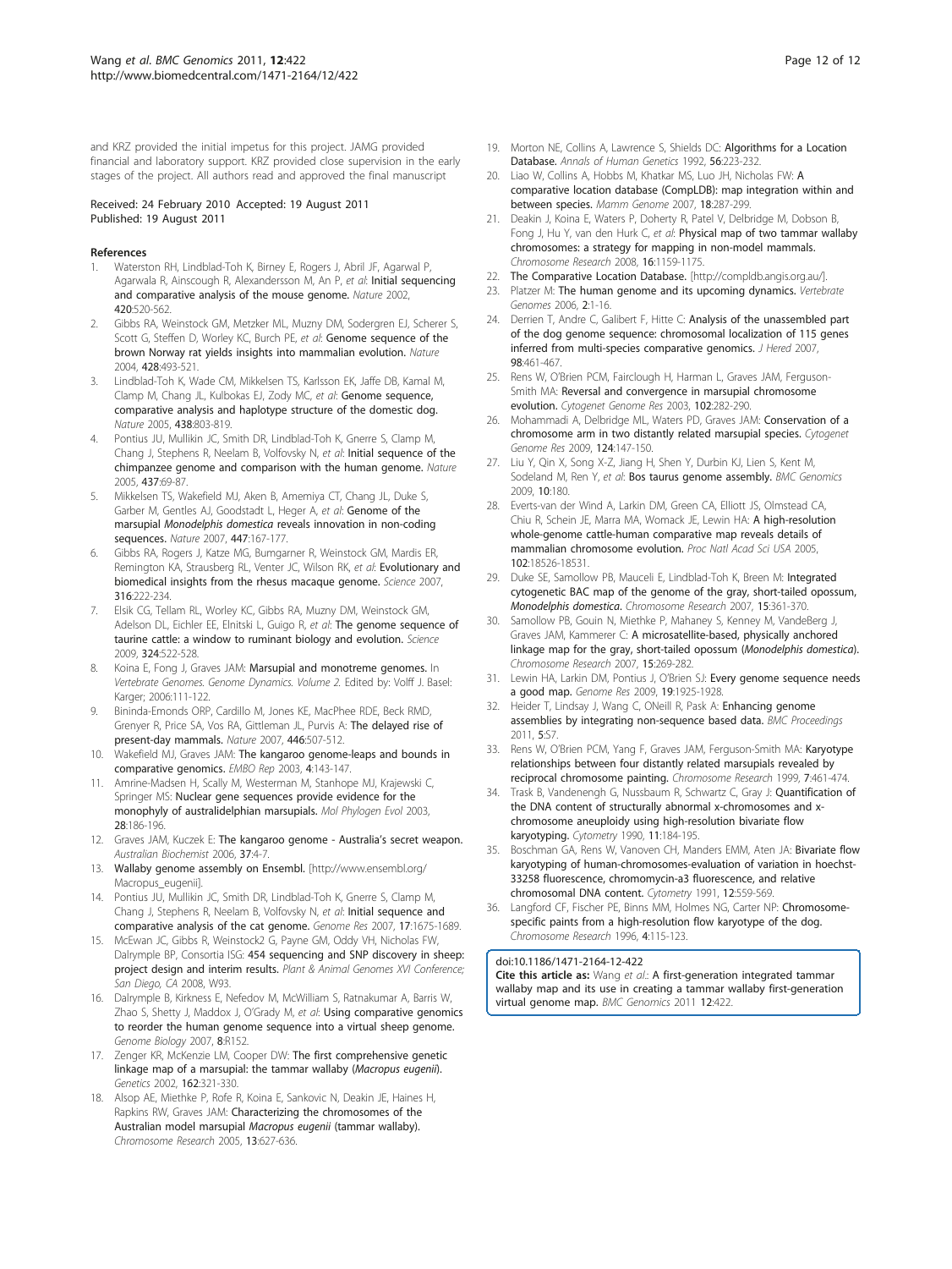and KRZ provided the initial impetus for this project. JAMG provided financial and laboratory support. KRZ provided close supervision in the early stages of the project. All authors read and approved the final manuscript

Received: 24 February 2010 Accepted: 19 August 2011
Published: 19 August 2011

## References

1. Waterston RH, Lindblad-Toh K, Birney E, Rogers J, Abril JF, Agarwal P, Agarwala R, Ainscough R, Alexandersson M, An P, *et al*: **Initial sequencing and comparative analysis of the mouse genome.** *Nature* 2002, **420**:520-562.
2. Gibbs RA, Weinstock GM, Metzker ML, Muzny DM, Sodergren EJ, Scherer S, Scott G, Steffen D, Worley KC, Burch PE, *et al*: **Genome sequence of the brown Norway rat yields insights into mammalian evolution.** *Nature* 2004, **428**:493-521.
3. Lindblad-Toh K, Wade CM, Mikkelsen TS, Karlsson EK, Jaffe DB, Kamal M, Clamp M, Chang JL, Kulbokas EJ, Zody MC, *et al*: **Genome sequence, comparative analysis and haplotype structure of the domestic dog.** *Nature* 2005, **438**:803-819.
4. Pontius JU, Mullikin JC, Smith DR, Lindblad-Toh K, Gnerre S, Clamp M, Chang J, Stephens R, Neelam B, Volfovsky N, *et al*: **Initial sequence of the chimpanzee genome and comparison with the human genome.** *Nature* 2005, **437**:69-87.
5. Mikkelsen TS, Wakefield MJ, Aken B, Amemiya CT, Chang JL, Duke S, Garber M, Gentles AJ, Goodstadt L, Heger A, *et al*: **Genome of the marsupial *Monodelphis domestica* reveals innovation in non-coding sequences.** *Nature* 2007, **447**:167-177.
6. Gibbs RA, Rogers J, Katze MG, Bumgarner R, Weinstock GM, Mardis ER, Remington KA, Strausberg RL, Venter JC, Wilson RK, *et al*: **Evolutionary and biomedical insights from the rhesus macaque genome.** *Science* 2007, **316**:222-234.
7. Elsik CG, Tellam RL, Worley KC, Gibbs RA, Muzny DM, Weinstock GM, Adelson DL, Eichler EE, Elnitski L, Guigo R, *et al*: **The genome sequence of taurine cattle: a window to ruminant biology and evolution.** *Science* 2009, **324**:522-528.
8. Koina E, Fong J, Graves JAM: **Marsupial and monotreme genomes.** In *Vertebrate Genomes. Genome Dynamics. Volume 2.* Edited by: Volff J. Basel: Karger; 2006:111-122.
9. Bininda-Emonds ORP, Cardillo M, Jones KE, MacPhee RDE, Beck RMD, Grenyer R, Price SA, Vos RA, Gittleman JL, Purvis A: **The delayed rise of present-day mammals.** *Nature* 2007, **446**:507-512.
10. Wakefield MJ, Graves JAM: **The kangaroo genome-leaps and bounds in comparative genomics.** *EMBO Rep* 2003, **4**:143-147.
11. Amrine-Madsen H, Scally M, Westerman M, Stanhope MJ, Krajewski C, Springer MS: **Nuclear gene sequences provide evidence for the monophyly of australidelphian marsupials.** *Mol Phylogen Evol* 2003, **28**:186-196.
12. Graves JAM, Kuczek E: **The kangaroo genome - Australia's secret weapon.** *Australian Biochemist* 2006, **37**:4-7.
13. **Wallaby genome assembly on Ensembl.** [http://www.ensembl.org/Macropus_eugenii].
14. Pontius JU, Mullikin JC, Smith DR, Lindblad-Toh K, Gnerre S, Clamp M, Chang J, Stephens R, Neelam B, Volfovsky N, *et al*: **Initial sequence and comparative analysis of the cat genome.** *Genome Res* 2007, **17**:1675-1689.
15. McEwan JC, Gibbs R, Weinstock2 G, Payne GM, Oddy VH, Nicholas FW, Dalrymple BP, Consortia ISG: **454 sequencing and SNP discovery in sheep: project design and interim results.** *Plant & Animal Genomes XVI Conference; San Diego, CA* 2008, W93.
16. Dalrymple B, Kirkness E, Nefedov M, McWilliam S, Ratnakumar A, Barris W, Zhao S, Shetty J, Maddox J, O'Grady M, *et al*: **Using comparative genomics to reorder the human genome sequence into a virtual sheep genome.** *Genome Biology* 2007, **8**:R152.
17. Zenger KR, McKenzie LM, Cooper DW: **The first comprehensive genetic linkage map of a marsupial: the tammar wallaby (*Macropus eugenii*).** *Genetics* 2002, **162**:321-330.
18. Alsop AE, Miethke P, Rofe R, Koina E, Sankovic N, Deakin JE, Haines H, Rapkins RW, Graves JAM: **Characterizing the chromosomes of the Australian model marsupial *Macropus eugenii* (tammar wallaby).** *Chromosome Research* 2005, **13**:627-636.
19. Morton NE, Collins A, Lawrence S, Shields DC: **Algorithms for a Location Database.** *Annals of Human Genetics* 1992, **56**:223-232.
20. Liao W, Collins A, Hobbs M, Khatkar MS, Luo JH, Nicholas FW: **A comparative location database (CompLDB): map integration within and between species.** *Mamm Genome* 2007, **18**:287-299.
21. Deakin J, Koina E, Waters P, Doherty R, Patel V, Delbridge M, Dobson B, Fong J, Hu Y, van den Hurk C, *et al*: **Physical map of two tammar wallaby chromosomes: a strategy for mapping in non-model mammals.** *Chromosome Research* 2008, **16**:1159-1175.
22. **The Comparative Location Database.** [http://compldb.angis.org.au/].
23. Platzer M: **The human genome and its upcoming dynamics.** *Vertebrate Genomes* 2006, **2**:1-16.
24. Derrien T, Andre C, Galibert F, Hitte C: **Analysis of the unassembled part of the dog genome sequence: chromosomal localization of 115 genes inferred from multi-species comparative genomics.** *J Hered* 2007, **98**:461-467.
25. Rens W, O'Brien PCM, Fairclough H, Harman L, Graves JAM, Ferguson-Smith MA: **Reversal and convergence in marsupial chromosome evolution.** *Cytogenet Genome Res* 2003, **102**:282-290.
26. Mohammadi A, Delbridge ML, Waters PD, Graves JAM: **Conservation of a chromosome arm in two distantly related marsupial species.** *Cytogenet Genome Res* 2009, **124**:147-150.
27. Liu Y, Qin X, Song X-Z, Jiang H, Shen Y, Durbin KJ, Lien S, Kent M, Sodeland M, Ren Y, *et al*: **Bos taurus genome assembly.** *BMC Genomics* 2009, **10**:180.
28. Everts-van der Wind A, Larkin DM, Green CA, Elliott JS, Olmstead CA, Chiu R, Schein JE, Marra MA, Womack JE, Lewin HA: **A high-resolution whole-genome cattle-human comparative map reveals details of mammalian chromosome evolution.** *Proc Natl Acad Sci USA* 2005, **102**:18526-18531.
29. Duke SE, Samollow PB, Mauceli E, Lindblad-Toh K, Breen M: **Integrated cytogenetic BAC map of the genome of the gray, short-tailed opossum, *Monodelphis domestica*.** *Chromosome Research* 2007, **15**:361-370.
30. Samollow PB, Gouin N, Miethke P, Mahaney S, Kenney M, VandeBerg J, Graves JAM, Kammerer C: **A microsatellite-based, physically anchored linkage map for the gray, short-tailed opossum (*Monodelphis domestica*).** *Chromosome Research* 2007, **15**:269-282.
31. Lewin HA, Larkin DM, Pontius J, O'Brien SJ: **Every genome sequence needs a good map.** *Genome Res* 2009, **19**:1925-1928.
32. Heider T, Lindsay J, Wang C, ONeill R, Pask A: **Enhancing genome assemblies by integrating non-sequence based data.** *BMC Proceedings* 2011, **5**:S7.
33. Rens W, O'Brien PCM, Yang F, Graves JAM, Ferguson-Smith MA: **Karyotype relationships between four distantly related marsupials revealed by reciprocal chromosome painting.** *Chromosome Research* 1999, **7**:461-474.
34. Trask B, Vandenengh G, Nussbaum R, Schwartz C, Gray J: **Quantification of the DNA content of structurally abnormal x-chromosomes and x-chromosome aneuploidy using high-resolution bivariate flow karyotyping.** *Cytometry* 1990, **11**:184-195.
35. Boschman GA, Rens W, Vanoven CH, Manders EMM, Aten JA: **Bivariate flow karyotyping of human-chromosomes-evaluation of variation in hoechst-33258 fluorescence, chromomycin-a3 fluorescence, and relative chromosomal DNA content.** *Cytometry* 1991, **12**:559-569.
36. Langford CF, Fischer PE, Binns MM, Holmes NG, Carter NP: **Chromosome-specific paints from a high-resolution flow karyotype of the dog.** *Chromosome Research* 1996, **4**:115-123.

doi:10.1186/1471-2164-12-422

**Cite this article as:** Wang *et al.*: A first-generation integrated tammar wallaby map and its use in creating a tammar wallaby first-generation virtual genome map. *BMC Genomics* 2011 **12**:422.